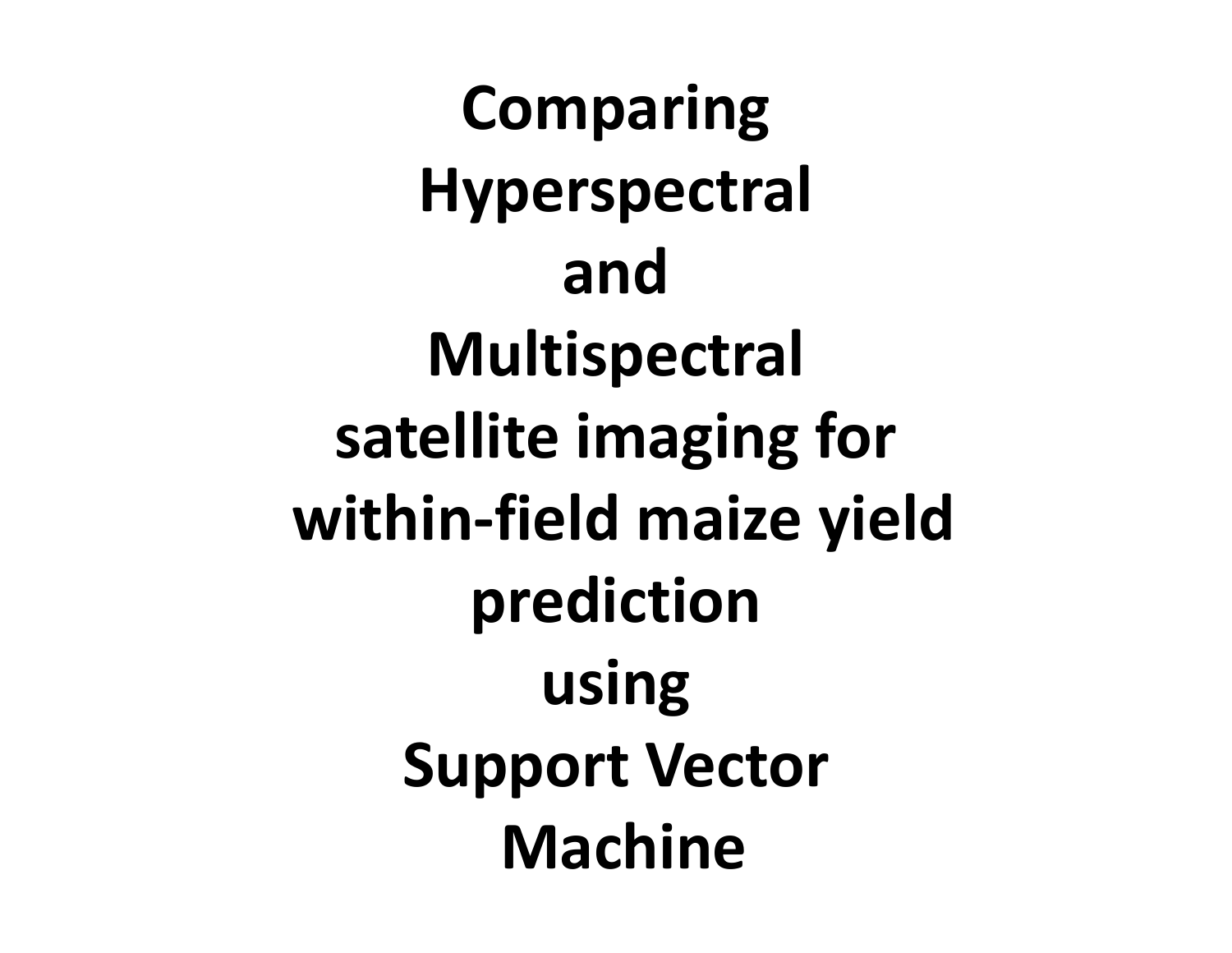# Comparing Hyperspectral and Multispectral satellite imaging for within-field maize yield prediction using Support Vector Machine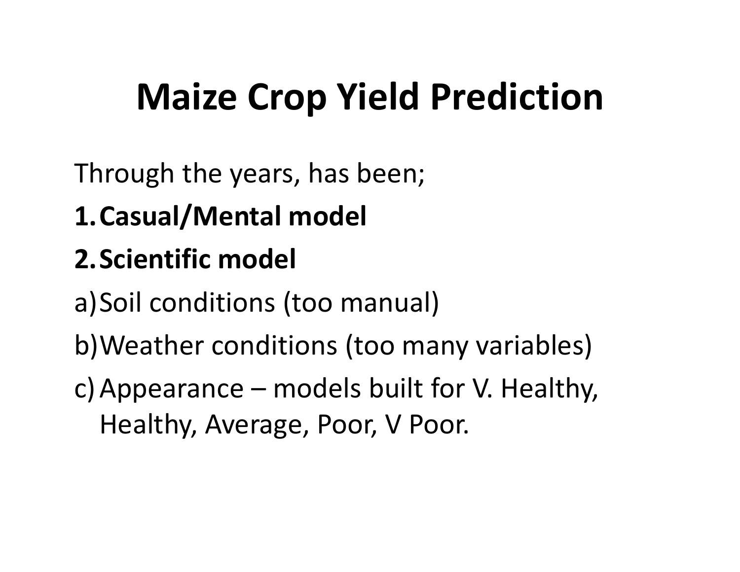# Maize Crop Yield Prediction

Through the years, has been;

1. **Casual/Mental model**
2. **Scientific model**

a) Soil conditions (too manual)

b) Weather conditions (too many variables)

c) Appearance – models built for V. Healthy, Healthy, Average, Poor, V Poor.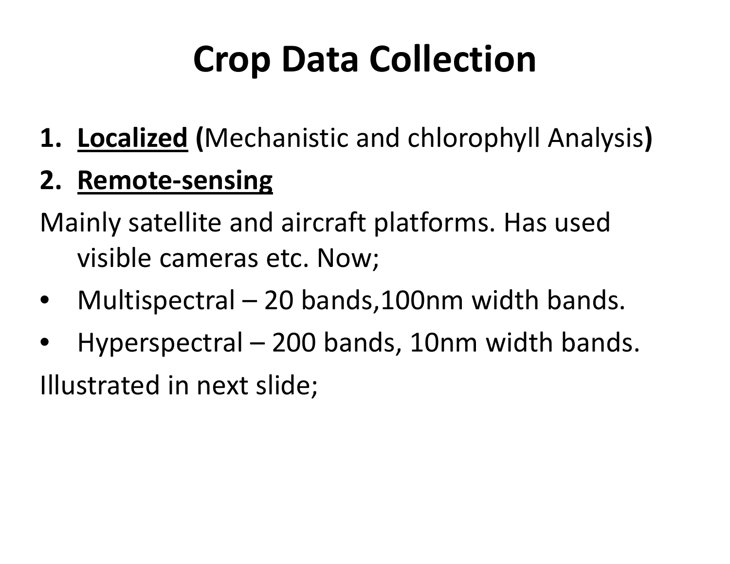# Crop Data Collection

1. **<u>Localized</u> (**Mechanistic and chlorophyll Analysis**)**
2. **<u>Remote-sensing</u>**

Mainly satellite and aircraft platforms. Has used visible cameras etc. Now;

- Multispectral – 20 bands,100nm width bands.
- Hyperspectral – 200 bands, 10nm width bands.

Illustrated in next slide;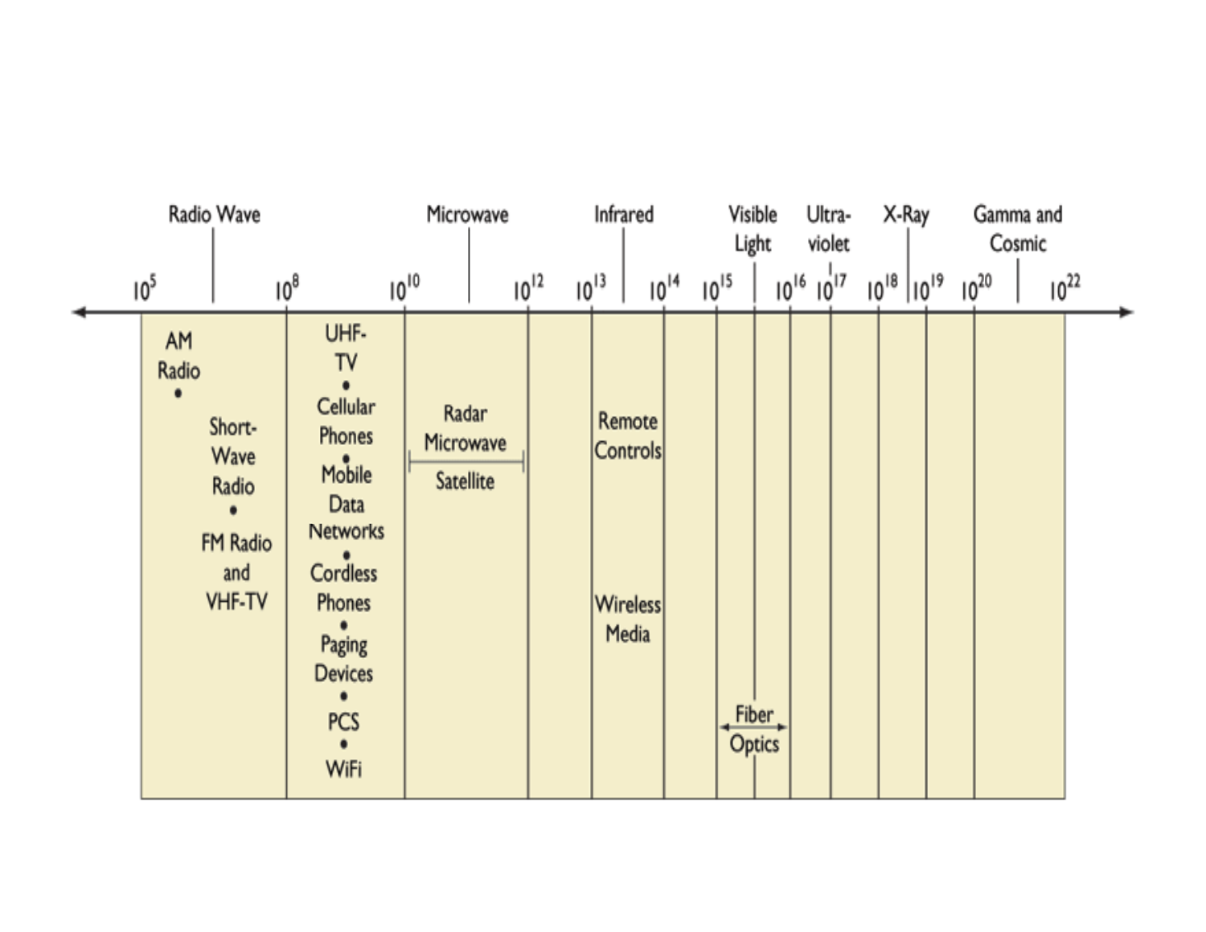Radio Wave | Microwave | Infrared | Visible Light | Ultra-violet | X-Ray | Gamma and Cosmic

$10^5$ | $10^8$ | $10^{10}$ | $10^{12}$ | $10^{13}$ | $10^{14}$ | $10^{15}$ | $10^{16}$ | $10^{17}$ | $10^{18}$ | $10^{19}$ | $10^{20}$ | $10^{22}$

| $10^5$ – $10^8$ | $10^8$ – $10^{10}$ | $10^{10}$ – $10^{12}$ | $10^{13}$ – $10^{14}$ | $10^{15}$ – $10^{16}$ |
|---|---|---|---|---|
| AM Radio • Short-Wave Radio • FM Radio and VHF-TV | UHF-TV • Cellular Phones • Mobile Data Networks • Cordless Phones • Paging Devices • PCS • WiFi | Radar Microwave Satellite | Remote Controls<br>Wireless Media | Fiber Optics |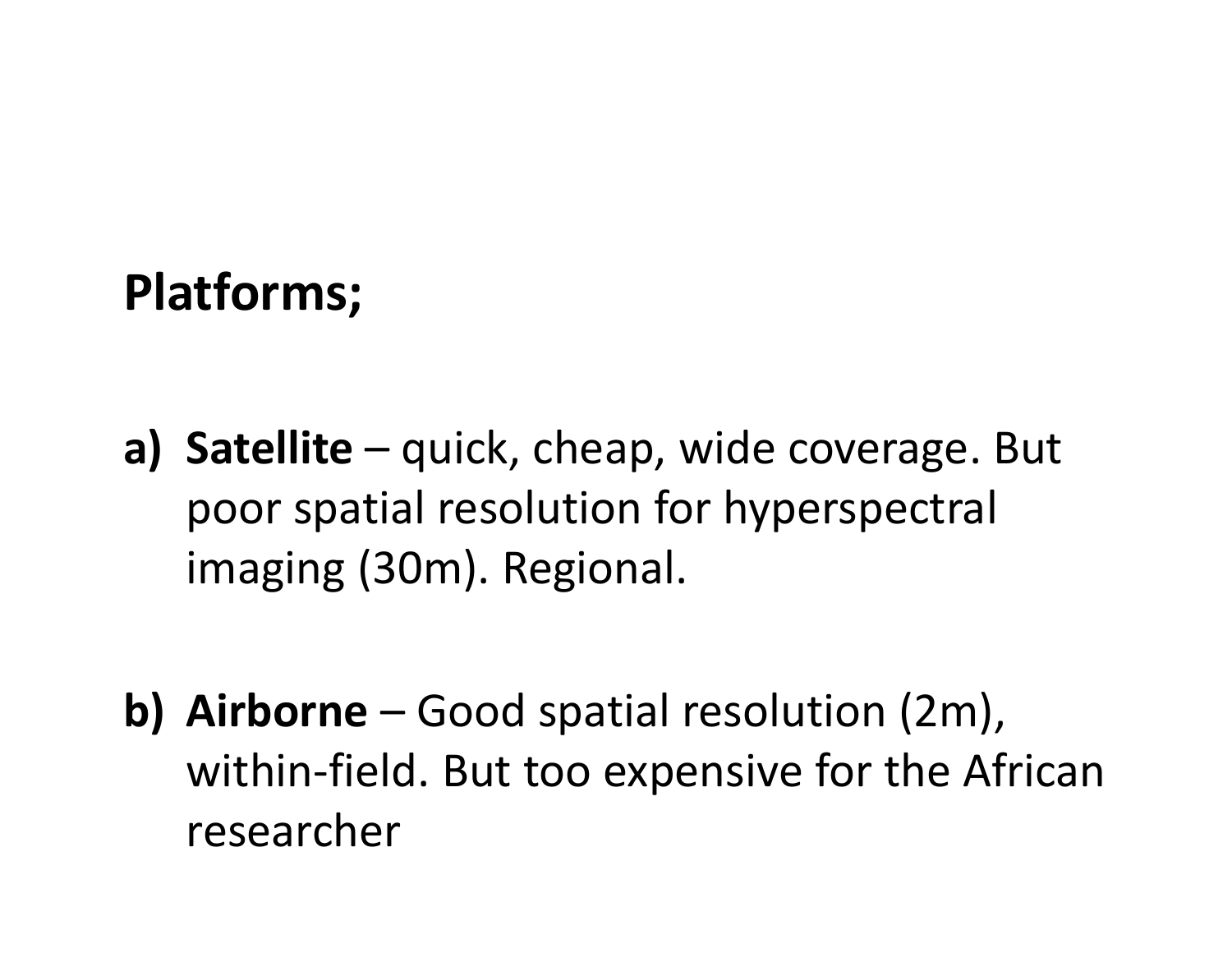**Platforms;**

a) **Satellite** – quick, cheap, wide coverage. But poor spatial resolution for hyperspectral imaging (30m). Regional.

b) **Airborne** – Good spatial resolution (2m), within-field. But too expensive for the African researcher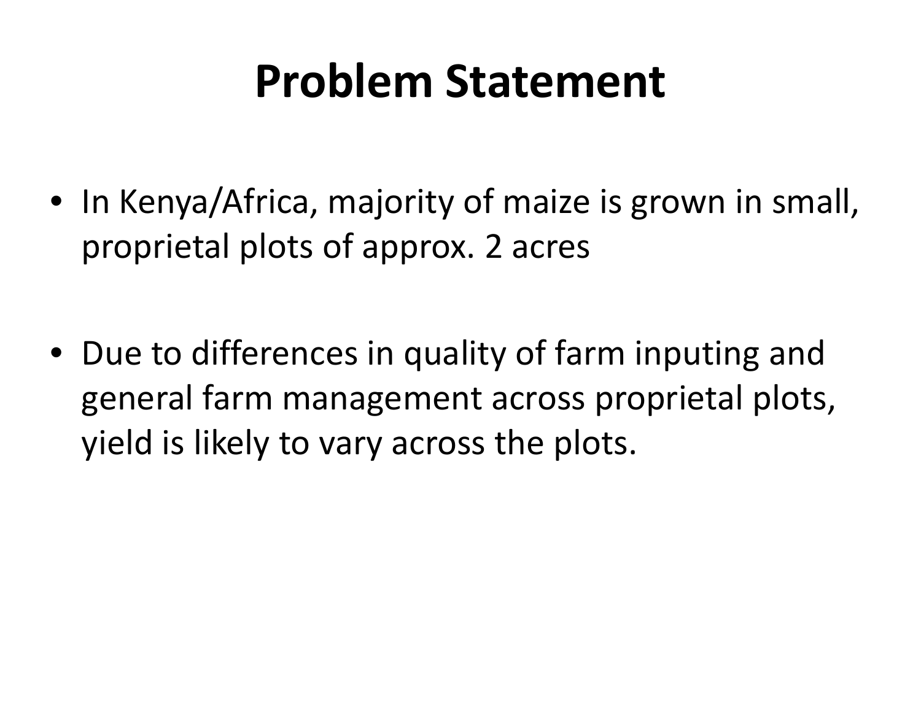# Problem Statement

- In Kenya/Africa, majority of maize is grown in small, proprietal plots of approx. 2 acres
- Due to differences in quality of farm inputing and general farm management across proprietal plots, yield is likely to vary across the plots.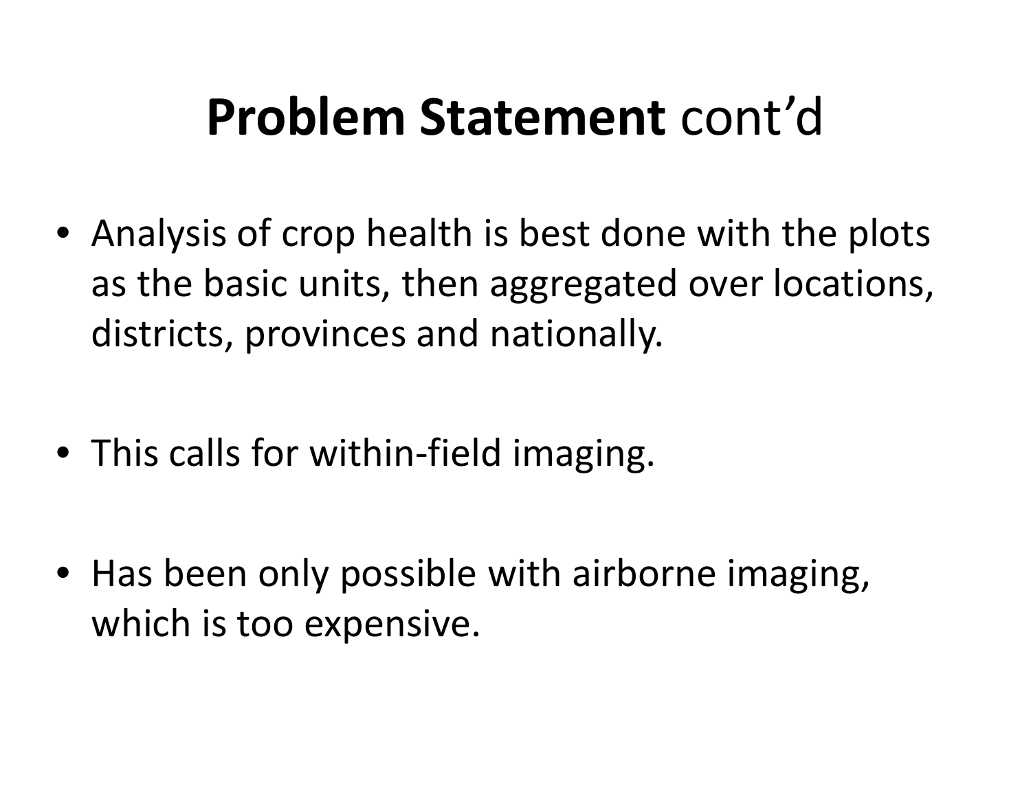# **Problem Statement** cont'd

- Analysis of crop health is best done with the plots as the basic units, then aggregated over locations, districts, provinces and nationally.
- This calls for within-field imaging.
- Has been only possible with airborne imaging, which is too expensive.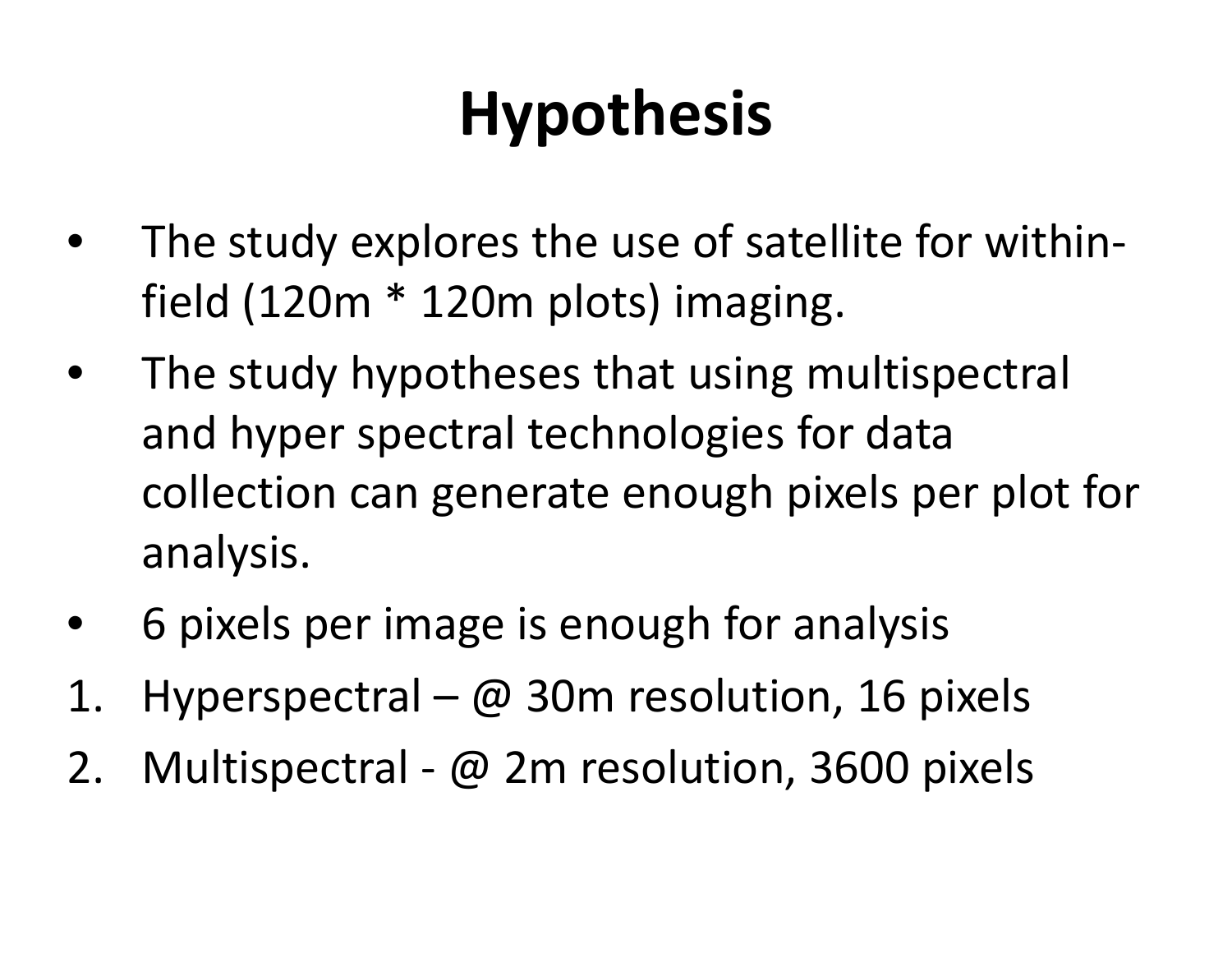# Hypothesis

- The study explores the use of satellite for within-field (120m * 120m plots) imaging.
- The study hypotheses that using multispectral and hyper spectral technologies for data collection can generate enough pixels per plot for analysis.
- 6 pixels per image is enough for analysis

1. Hyperspectral – @ 30m resolution, 16 pixels
2. Multispectral - @ 2m resolution, 3600 pixels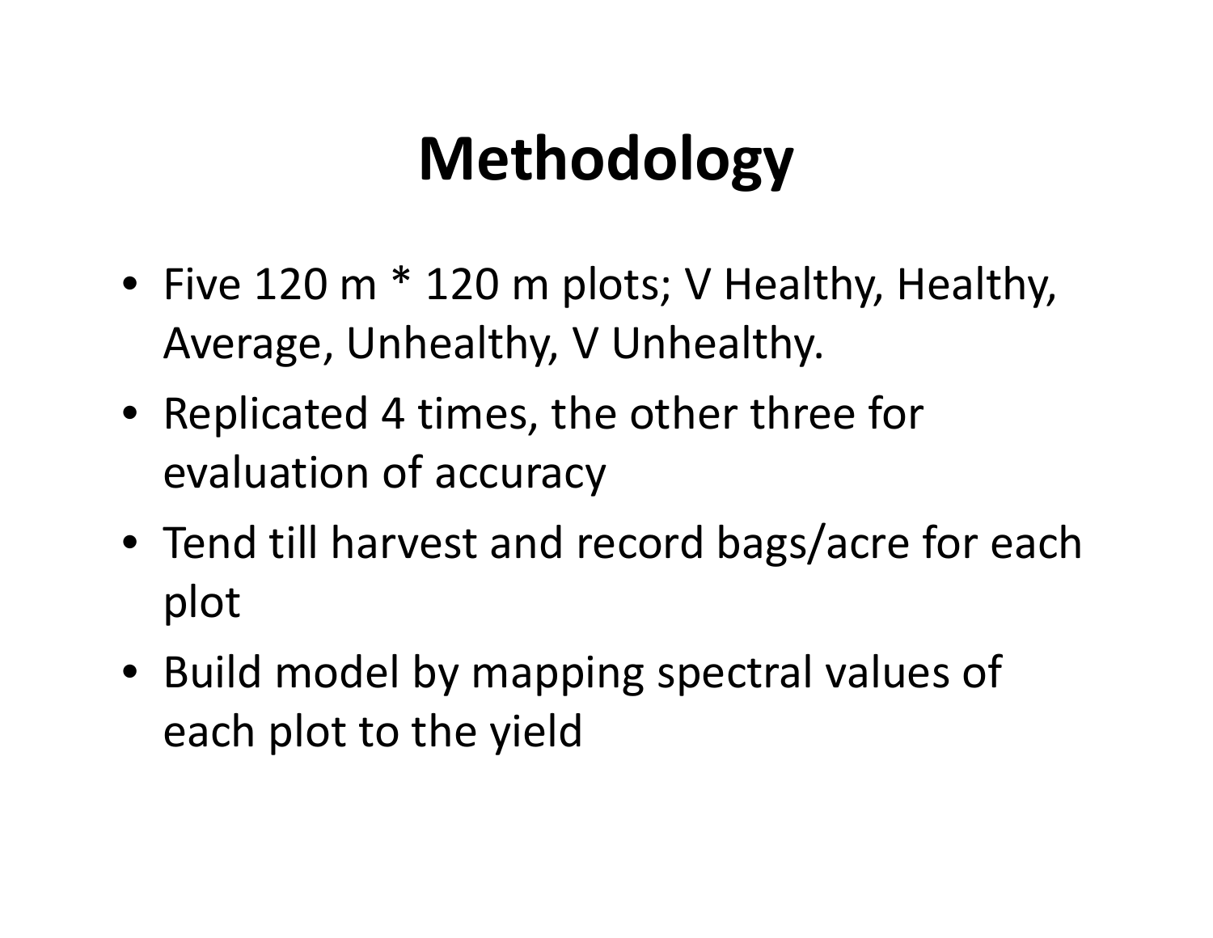# Methodology

- Five 120 m * 120 m plots; V Healthy, Healthy, Average, Unhealthy, V Unhealthy.
- Replicated 4 times, the other three for evaluation of accuracy
- Tend till harvest and record bags/acre for each plot
- Build model by mapping spectral values of each plot to the yield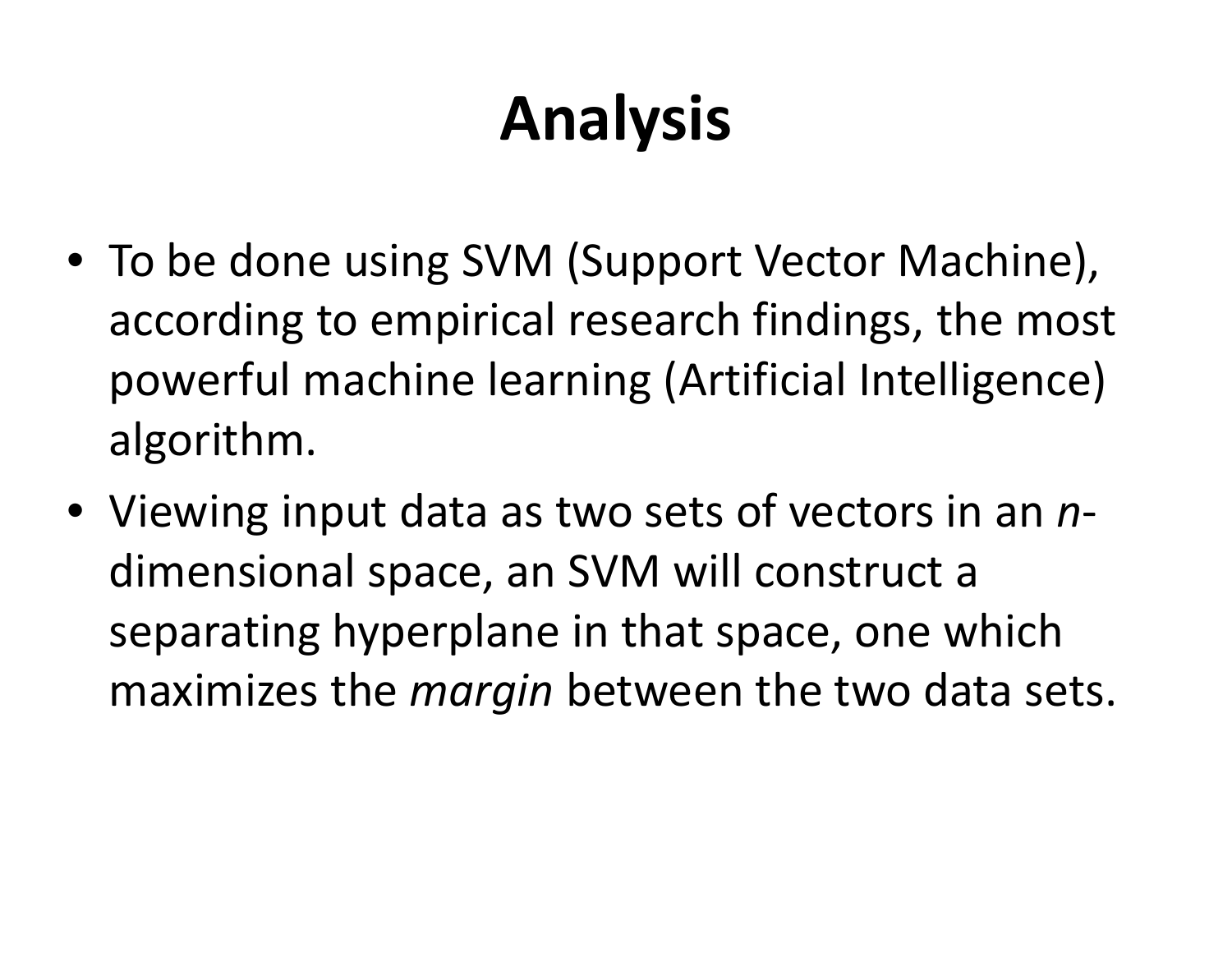# Analysis

- To be done using SVM (Support Vector Machine), according to empirical research findings, the most powerful machine learning (Artificial Intelligence) algorithm.
- Viewing input data as two sets of vectors in an *n*-dimensional space, an SVM will construct a separating hyperplane in that space, one which maximizes the *margin* between the two data sets.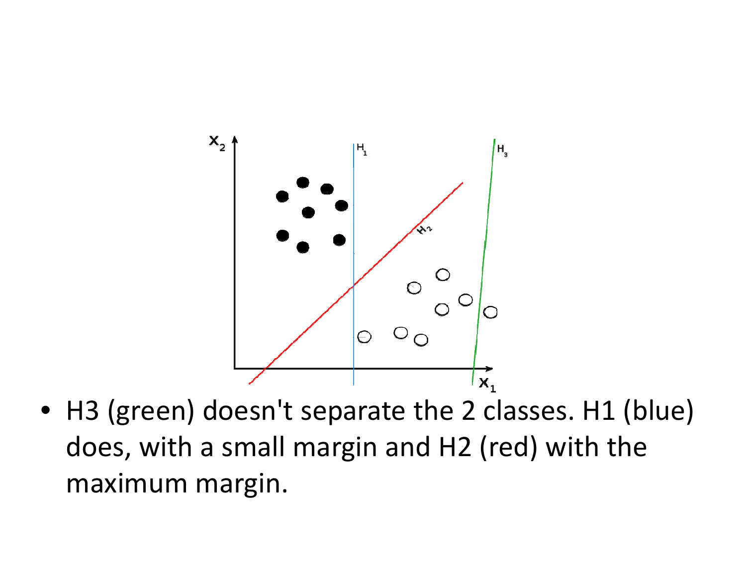$x_2$

$H_1$

$H_2$

$H_3$

$x_1$

- H3 (green) doesn't separate the 2 classes. H1 (blue) does, with a small margin and H2 (red) with the maximum margin.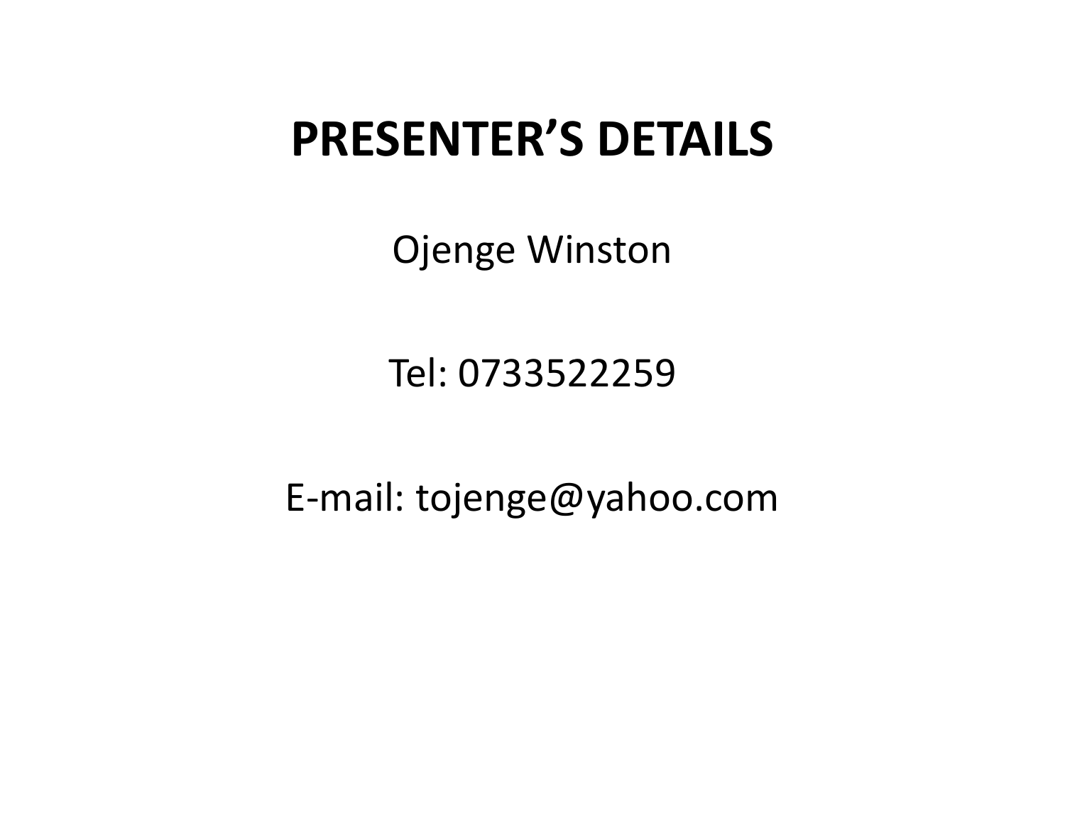# PRESENTER'S DETAILS

Ojenge Winston

Tel: 0733522259

E-mail: tojenge@yahoo.com